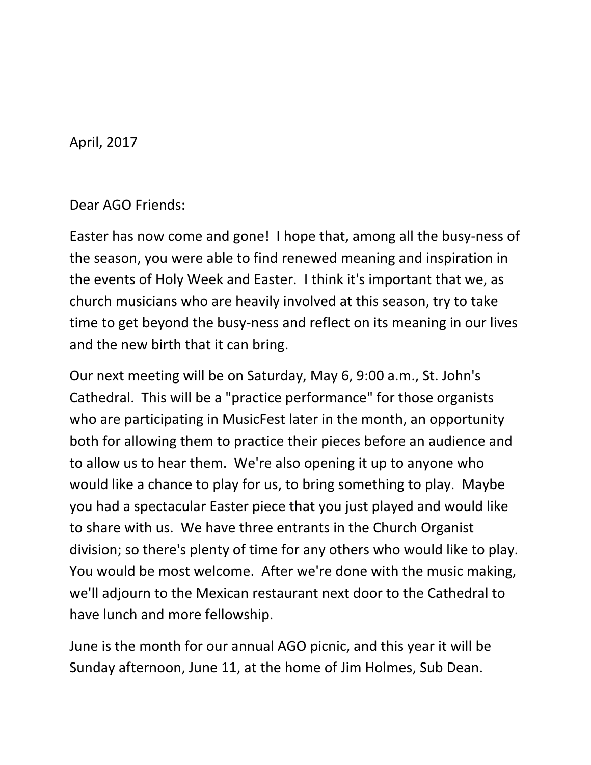April, 2017

Dear AGO Friends:

Easter has now come and gone! I hope that, among all the busy-ness of the season, you were able to find renewed meaning and inspiration in the events of Holy Week and Easter. I think it's important that we, as church musicians who are heavily involved at this season, try to take time to get beyond the busy-ness and reflect on its meaning in our lives and the new birth that it can bring.

Our next meeting will be on Saturday, May 6, 9:00 a.m., St. John's Cathedral. This will be a "practice performance" for those organists who are participating in MusicFest later in the month, an opportunity both for allowing them to practice their pieces before an audience and to allow us to hear them. We're also opening it up to anyone who would like a chance to play for us, to bring something to play. Maybe you had a spectacular Easter piece that you just played and would like to share with us. We have three entrants in the Church Organist division; so there's plenty of time for any others who would like to play. You would be most welcome. After we're done with the music making, we'll adjourn to the Mexican restaurant next door to the Cathedral to have lunch and more fellowship.

June is the month for our annual AGO picnic, and this year it will be Sunday afternoon, June 11, at the home of Jim Holmes, Sub Dean.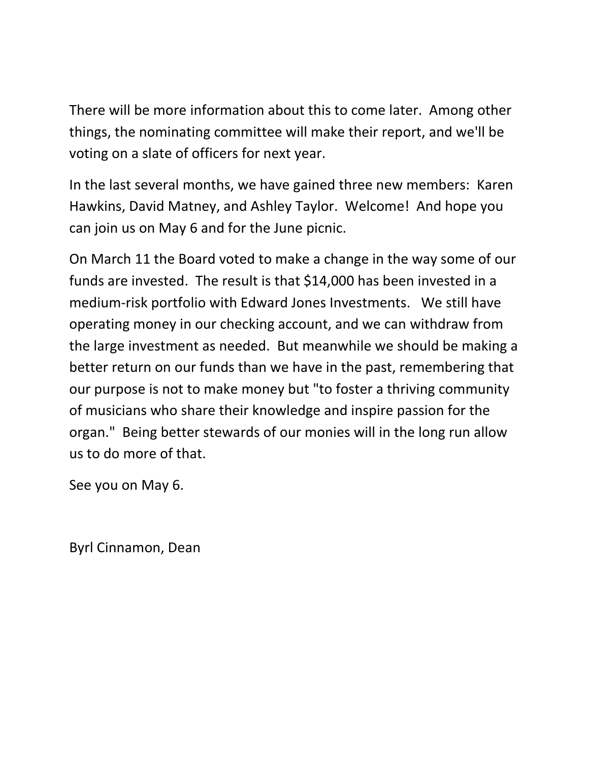There will be more information about this to come later. Among other things, the nominating committee will make their report, and we'll be voting on a slate of officers for next year.

In the last several months, we have gained three new members: Karen Hawkins, David Matney, and Ashley Taylor. Welcome! And hope you can join us on May 6 and for the June picnic.

On March 11 the Board voted to make a change in the way some of our funds are invested. The result is that $14,000 has been invested in a medium-risk portfolio with Edward Jones Investments. We still have operating money in our checking account, and we can withdraw from the large investment as needed. But meanwhile we should be making a better return on our funds than we have in the past, remembering that our purpose is not to make money but "to foster a thriving community of musicians who share their knowledge and inspire passion for the organ." Being better stewards of our monies will in the long run allow us to do more of that.

See you on May 6.

Byrl Cinnamon, Dean